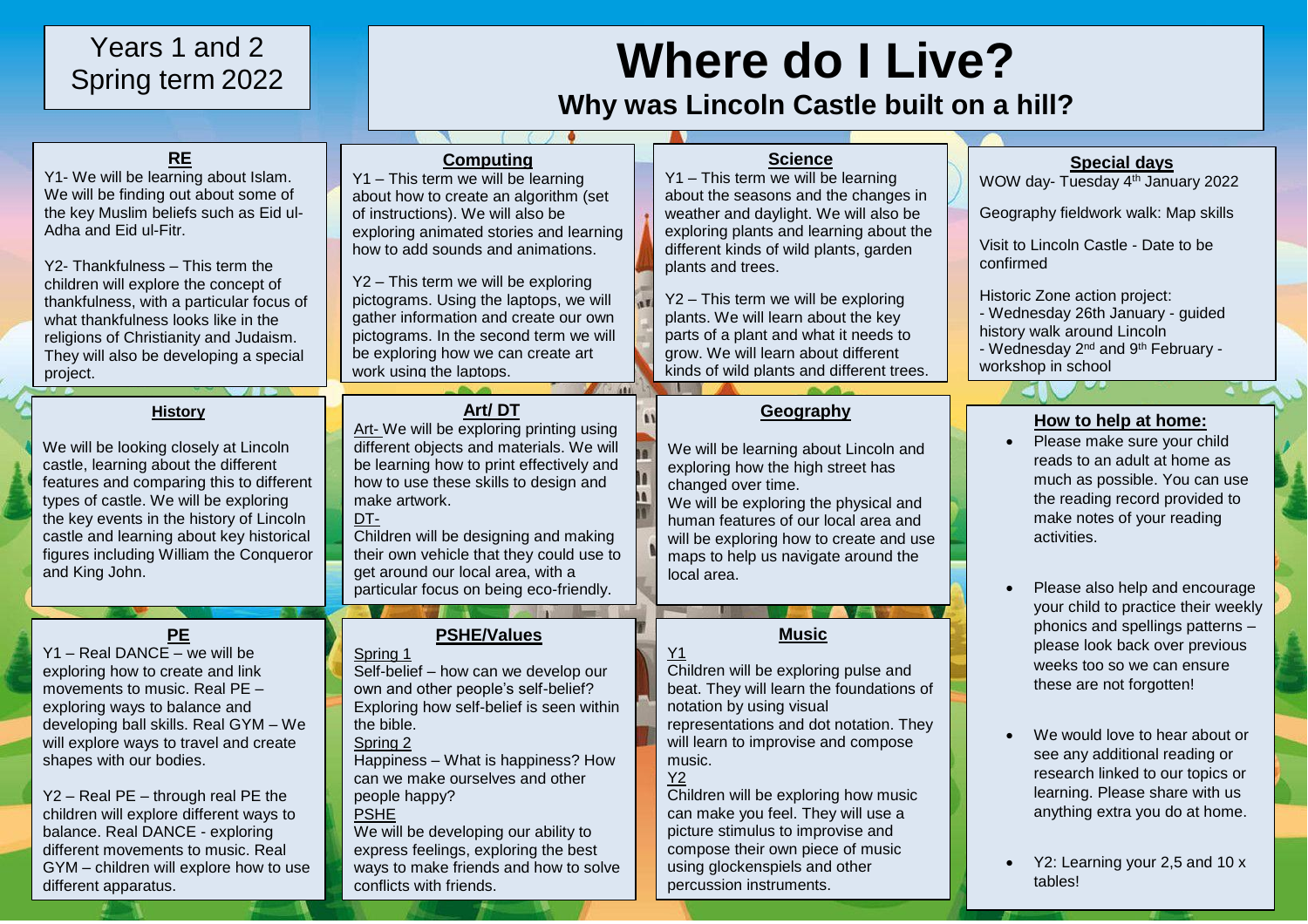Years 1 and 2
Spring term 2022

# Where do I Live?

## Why was Lincoln Castle built on a hill?

### RE

Y1- We will be learning about Islam. We will be finding out about some of the key Muslim beliefs such as Eid ul-Adha and Eid ul-Fitr.

Y2- Thankfulness – This term the children will explore the concept of thankfulness, with a particular focus of what thankfulness looks like in the religions of Christianity and Judaism. They will also be developing a special project.

### Computing

Y1 – This term we will be learning about how to create an algorithm (set of instructions). We will also be exploring animated stories and learning how to add sounds and animations.

Y2 – This term we will be exploring pictograms. Using the laptops, we will gather information and create our own pictograms. In the second term we will be exploring how we can create art work using the laptops.

### Science

Y1 – This term we will be learning about the seasons and the changes in weather and daylight. We will also be exploring plants and learning about the different kinds of wild plants, garden plants and trees.

Y2 – This term we will be exploring plants. We will learn about the key parts of a plant and what it needs to grow. We will learn about different kinds of wild plants and different trees.

### Special days

WOW day- Tuesday 4th January 2022

Geography fieldwork walk: Map skills

Visit to Lincoln Castle - Date to be confirmed

Historic Zone action project:
- Wednesday 26th January - guided history walk around Lincoln
- Wednesday 2nd and 9th February - workshop in school

### History

We will be looking closely at Lincoln castle, learning about the different features and comparing this to different types of castle. We will be exploring the key events in the history of Lincoln castle and learning about key historical figures including William the Conqueror and King John.

### Art/ DT

Art- We will be exploring printing using different objects and materials. We will be learning how to print effectively and how to use these skills to design and make artwork.

DT-
Children will be designing and making their own vehicle that they could use to get around our local area, with a particular focus on being eco-friendly.

### Geography

We will be learning about Lincoln and exploring how the high street has changed over time.
We will be exploring the physical and human features of our local area and will be exploring how to create and use maps to help us navigate around the local area.

### How to help at home:

- Please make sure your child reads to an adult at home as much as possible. You can use the reading record provided to make notes of your reading activities.
- Please also help and encourage your child to practice their weekly phonics and spellings patterns – please look back over previous weeks too so we can ensure these are not forgotten!
- We would love to hear about or see any additional reading or research linked to our topics or learning. Please share with us anything extra you do at home.
- Y2: Learning your 2,5 and 10 x tables!

### PE

Y1 – Real DANCE – we will be exploring how to create and link movements to music. Real PE – exploring ways to balance and developing ball skills. Real GYM – We will explore ways to travel and create shapes with our bodies.

Y2 – Real PE – through real PE the children will explore different ways to balance. Real DANCE - exploring different movements to music. Real GYM – children will explore how to use different apparatus.

### PSHE/Values

Spring 1
Self-belief – how can we develop our own and other people's self-belief? Exploring how self-belief is seen within the bible.

Spring 2
Happiness – What is happiness? How can we make ourselves and other people happy?

PSHE
We will be developing our ability to express feelings, exploring the best ways to make friends and how to solve conflicts with friends.

### Music

Y1
Children will be exploring pulse and beat. They will learn the foundations of notation by using visual representations and dot notation. They will learn to improvise and compose music.

Y2
Children will be exploring how music can make you feel. They will use a picture stimulus to improvise and compose their own piece of music using glockenspiels and other percussion instruments.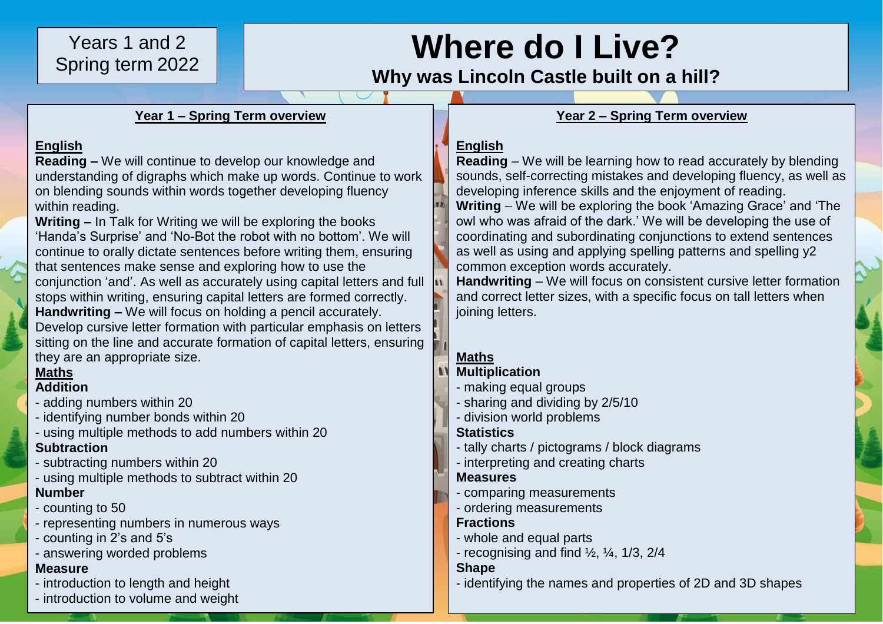Years 1 and 2
Spring term 2022

# Where do I Live?

## Why was Lincoln Castle built on a hill?

### Year 1 – Spring Term overview

**English**

**Reading –** We will continue to develop our knowledge and understanding of digraphs which make up words. Continue to work on blending sounds within words together developing fluency within reading.

**Writing –** In Talk for Writing we will be exploring the books 'Handa's Surprise' and 'No-Bot the robot with no bottom'. We will continue to orally dictate sentences before writing them, ensuring that sentences make sense and exploring how to use the conjunction 'and'. As well as accurately using capital letters and full stops within writing, ensuring capital letters are formed correctly.

**Handwriting –** We will focus on holding a pencil accurately. Develop cursive letter formation with particular emphasis on letters sitting on the line and accurate formation of capital letters, ensuring they are an appropriate size.

**Maths**

**Addition**

- adding numbers within 20
- identifying number bonds within 20
- using multiple methods to add numbers within 20

**Subtraction**

- subtracting numbers within 20
- using multiple methods to subtract within 20

**Number**

- counting to 50
- representing numbers in numerous ways
- counting in 2's and 5's
- answering worded problems

**Measure**

- introduction to length and height
- introduction to volume and weight

### Year 2 – Spring Term overview

**English**

**Reading** – We will be learning how to read accurately by blending sounds, self-correcting mistakes and developing fluency, as well as developing inference skills and the enjoyment of reading.

**Writing** – We will be exploring the book 'Amazing Grace' and 'The owl who was afraid of the dark.' We will be developing the use of coordinating and subordinating conjunctions to extend sentences as well as using and applying spelling patterns and spelling y2 common exception words accurately.

**Handwriting** – We will focus on consistent cursive letter formation and correct letter sizes, with a specific focus on tall letters when joining letters.

**Maths**

**Multiplication**

- making equal groups
- sharing and dividing by 2/5/10
- division world problems

**Statistics**

- tally charts / pictograms / block diagrams
- interpreting and creating charts

**Measures**

- comparing measurements
- ordering measurements

**Fractions**

- whole and equal parts
- recognising and find ½, ¼, 1/3, 2/4

**Shape**

- identifying the names and properties of 2D and 3D shapes